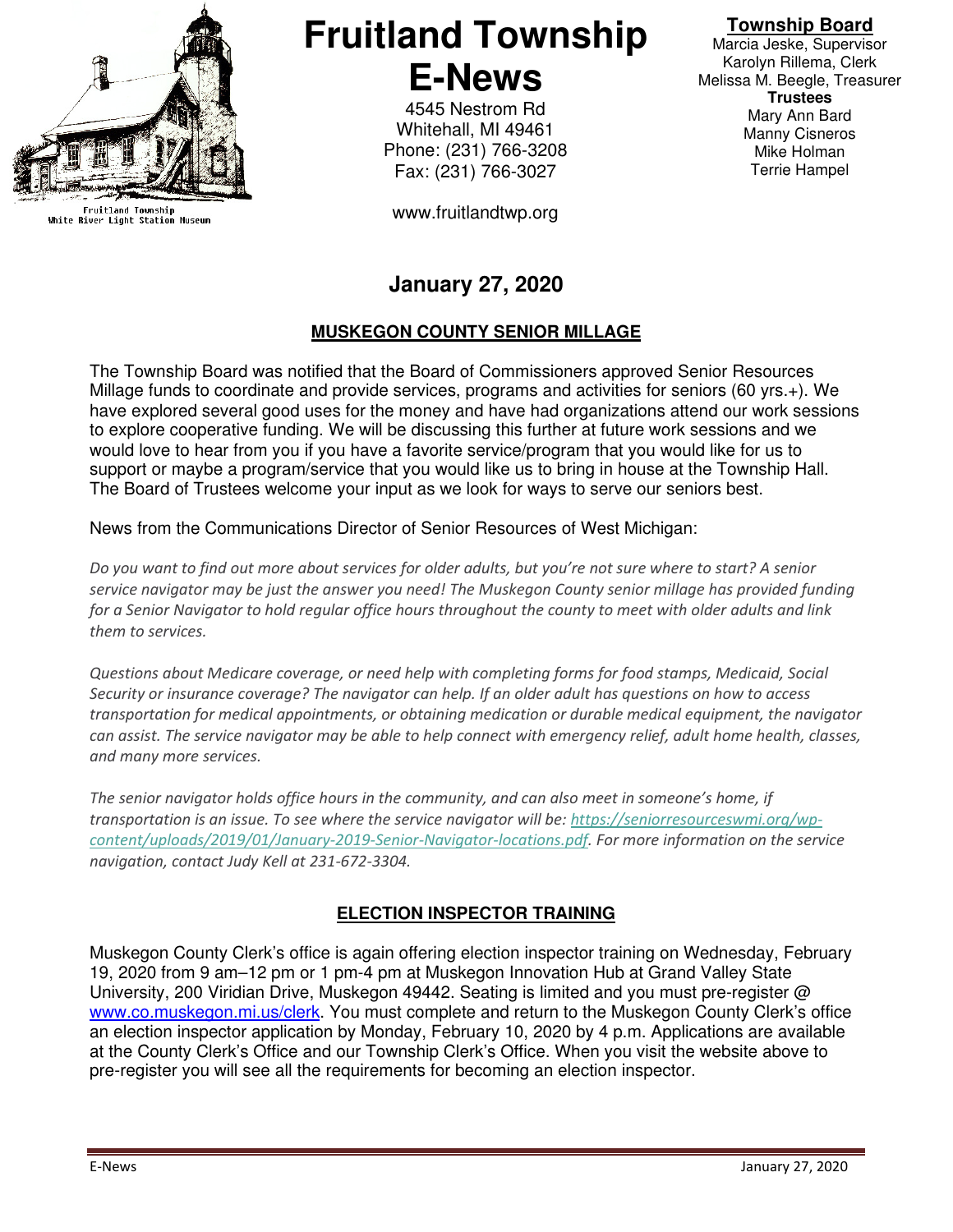Fruitland Township
White River Light Station Museum

# Fruitland Township E-News

4545 Nestrom Rd
Whitehall, MI 49461
Phone: (231) 766-3208
Fax: (231) 766-3027

www.fruitlandtwp.org

**Township Board**
Marcia Jeske, Supervisor
Karolyn Rillema, Clerk
Melissa M. Beegle, Treasurer
**Trustees**
Mary Ann Bard
Manny Cisneros
Mike Holman
Terrie Hampel

## January 27, 2020

### MUSKEGON COUNTY SENIOR MILLAGE

The Township Board was notified that the Board of Commissioners approved Senior Resources Millage funds to coordinate and provide services, programs and activities for seniors (60 yrs.+). We have explored several good uses for the money and have had organizations attend our work sessions to explore cooperative funding. We will be discussing this further at future work sessions and we would love to hear from you if you have a favorite service/program that you would like for us to support or maybe a program/service that you would like us to bring in house at the Township Hall. The Board of Trustees welcome your input as we look for ways to serve our seniors best.

News from the Communications Director of Senior Resources of West Michigan:

*Do you want to find out more about services for older adults, but you're not sure where to start? A senior service navigator may be just the answer you need! The Muskegon County senior millage has provided funding for a Senior Navigator to hold regular office hours throughout the county to meet with older adults and link them to services.*

*Questions about Medicare coverage, or need help with completing forms for food stamps, Medicaid, Social Security or insurance coverage? The navigator can help. If an older adult has questions on how to access transportation for medical appointments, or obtaining medication or durable medical equipment, the navigator can assist. The service navigator may be able to help connect with emergency relief, adult home health, classes, and many more services.*

*The senior navigator holds office hours in the community, and can also meet in someone's home, if transportation is an issue. To see where the service navigator will be: https://seniorresourceswmi.org/wp-content/uploads/2019/01/January-2019-Senior-Navigator-locations.pdf. For more information on the service navigation, contact Judy Kell at 231-672-3304.*

### ELECTION INSPECTOR TRAINING

Muskegon County Clerk's office is again offering election inspector training on Wednesday, February 19, 2020 from 9 am–12 pm or 1 pm-4 pm at Muskegon Innovation Hub at Grand Valley State University, 200 Viridian Drive, Muskegon 49442. Seating is limited and you must pre-register @ www.co.muskegon.mi.us/clerk. You must complete and return to the Muskegon County Clerk's office an election inspector application by Monday, February 10, 2020 by 4 p.m. Applications are available at the County Clerk's Office and our Township Clerk's Office. When you visit the website above to pre-register you will see all the requirements for becoming an election inspector.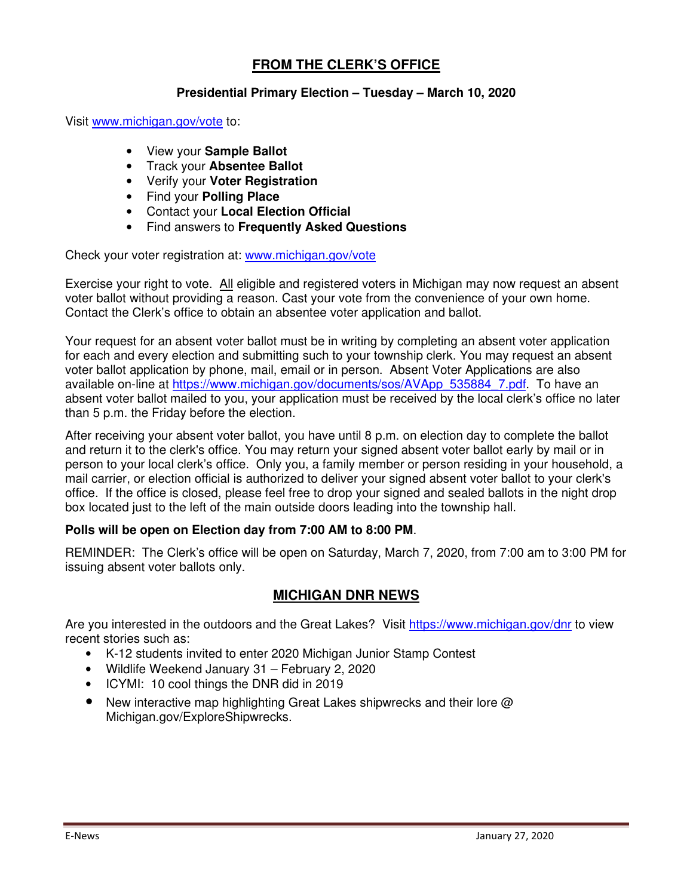## FROM THE CLERK'S OFFICE

**Presidential Primary Election – Tuesday – March 10, 2020**

Visit www.michigan.gov/vote to:

- View your **Sample Ballot**
- Track your **Absentee Ballot**
- Verify your **Voter Registration**
- Find your **Polling Place**
- Contact your **Local Election Official**
- Find answers to **Frequently Asked Questions**

Check your voter registration at: www.michigan.gov/vote

Exercise your right to vote. All eligible and registered voters in Michigan may now request an absent voter ballot without providing a reason. Cast your vote from the convenience of your own home. Contact the Clerk's office to obtain an absentee voter application and ballot.

Your request for an absent voter ballot must be in writing by completing an absent voter application for each and every election and submitting such to your township clerk. You may request an absent voter ballot application by phone, mail, email or in person. Absent Voter Applications are also available on-line at https://www.michigan.gov/documents/sos/AVApp_535884_7.pdf. To have an absent voter ballot mailed to you, your application must be received by the local clerk's office no later than 5 p.m. the Friday before the election.

After receiving your absent voter ballot, you have until 8 p.m. on election day to complete the ballot and return it to the clerk's office. You may return your signed absent voter ballot early by mail or in person to your local clerk's office. Only you, a family member or person residing in your household, a mail carrier, or election official is authorized to deliver your signed absent voter ballot to your clerk's office. If the office is closed, please feel free to drop your signed and sealed ballots in the night drop box located just to the left of the main outside doors leading into the township hall.

**Polls will be open on Election day from 7:00 AM to 8:00 PM**.

REMINDER: The Clerk's office will be open on Saturday, March 7, 2020, from 7:00 am to 3:00 PM for issuing absent voter ballots only.

## MICHIGAN DNR NEWS

Are you interested in the outdoors and the Great Lakes? Visit https://www.michigan.gov/dnr to view recent stories such as:

- K-12 students invited to enter 2020 Michigan Junior Stamp Contest
- Wildlife Weekend January 31 – February 2, 2020
- ICYMI: 10 cool things the DNR did in 2019
- New interactive map highlighting Great Lakes shipwrecks and their lore @ Michigan.gov/ExploreShipwrecks.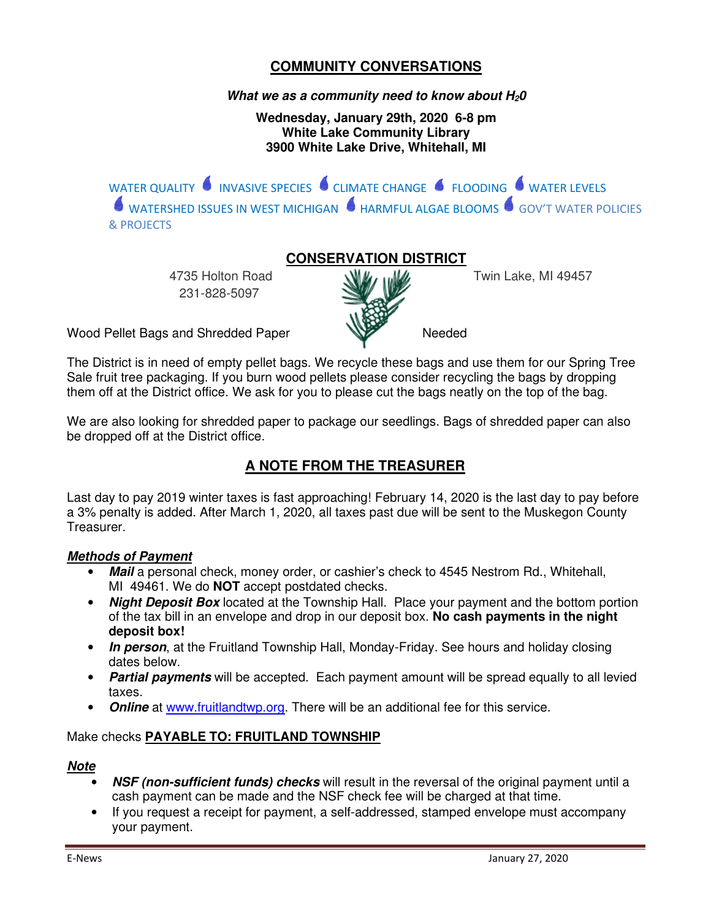## COMMUNITY CONVERSATIONS

***What we as a community need to know about $H_2O$***

**Wednesday, January 29th, 2020 6-8 pm**
**White Lake Community Library**
**3900 White Lake Drive, Whitehall, MI**

WATER QUALITY • INVASIVE SPECIES • CLIMATE CHANGE • FLOODING • WATER LEVELS • WATERSHED ISSUES IN WEST MICHIGAN • HARMFUL ALGAE BLOOMS • GOV'T WATER POLICIES & PROJECTS

## CONSERVATION DISTRICT

4735 Holton Road
231-828-5097
Twin Lake, MI 49457

Wood Pellet Bags and Shredded Paper Needed

The District is in need of empty pellet bags. We recycle these bags and use them for our Spring Tree Sale fruit tree packaging. If you burn wood pellets please consider recycling the bags by dropping them off at the District office. We ask for you to please cut the bags neatly on the top of the bag.

We are also looking for shredded paper to package our seedlings. Bags of shredded paper can also be dropped off at the District office.

## A NOTE FROM THE TREASURER

Last day to pay 2019 winter taxes is fast approaching! February 14, 2020 is the last day to pay before a 3% penalty is added. After March 1, 2020, all taxes past due will be sent to the Muskegon County Treasurer.

***Methods of Payment***

- ***Mail*** a personal check, money order, or cashier's check to 4545 Nestrom Rd., Whitehall, MI 49461. We do **NOT** accept postdated checks.
- ***Night Deposit Box*** located at the Township Hall. Place your payment and the bottom portion of the tax bill in an envelope and drop in our deposit box. **No cash payments in the night deposit box!**
- ***In person***, at the Fruitland Township Hall, Monday-Friday. See hours and holiday closing dates below.
- ***Partial payments*** will be accepted. Each payment amount will be spread equally to all levied taxes.
- ***Online*** at www.fruitlandtwp.org. There will be an additional fee for this service.

Make checks **PAYABLE TO: FRUITLAND TOWNSHIP**

***Note***

- ***NSF (non-sufficient funds) checks*** will result in the reversal of the original payment until a cash payment can be made and the NSF check fee will be charged at that time.
- If you request a receipt for payment, a self-addressed, stamped envelope must accompany your payment.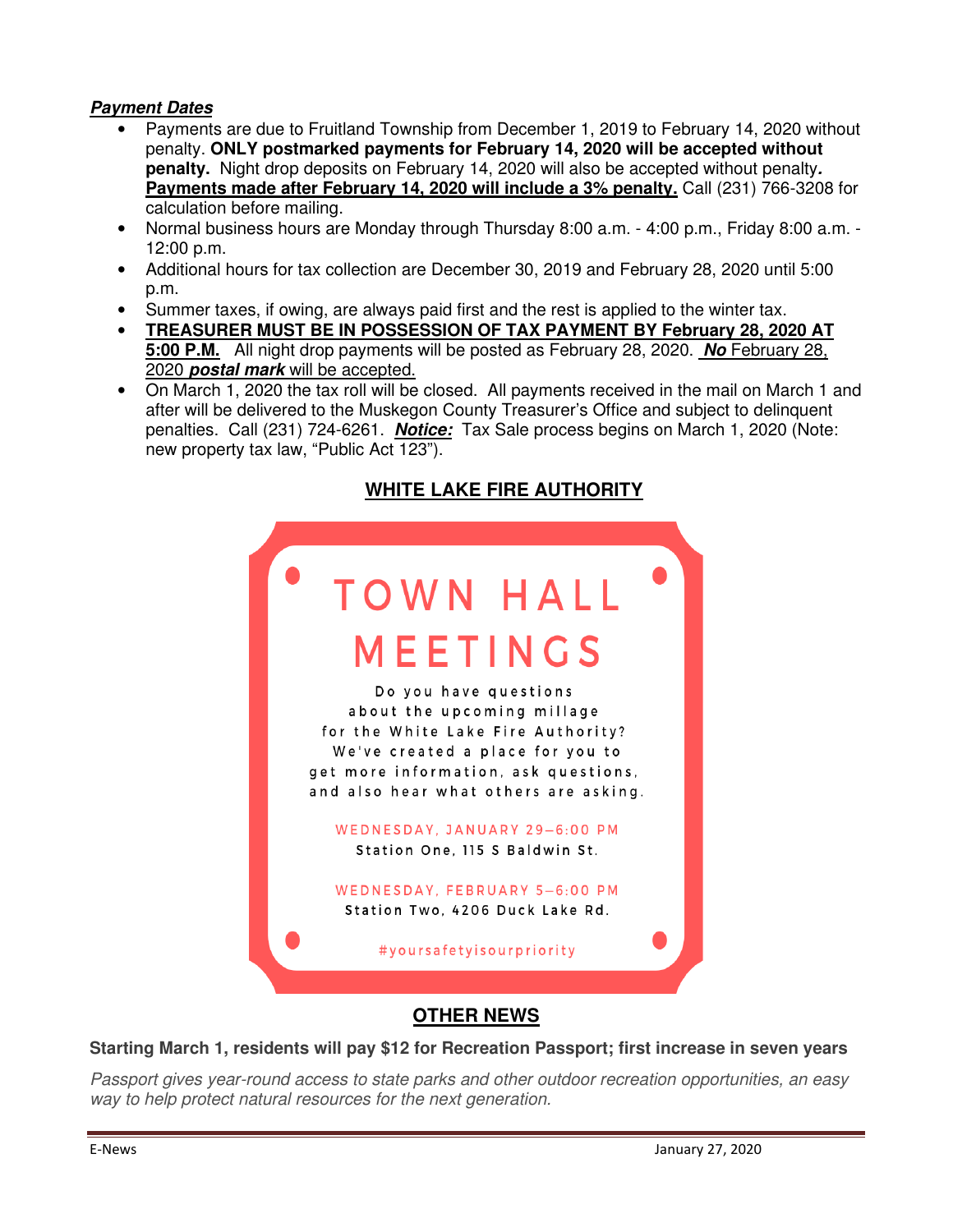***Payment Dates***

- Payments are due to Fruitland Township from December 1, 2019 to February 14, 2020 without penalty. **ONLY postmarked payments for February 14, 2020 will be accepted without penalty.** Night drop deposits on February 14, 2020 will also be accepted without penalty***.*** **Payments made after February 14, 2020 will include a 3% penalty.** Call (231) 766-3208 for calculation before mailing.
- Normal business hours are Monday through Thursday 8:00 a.m. - 4:00 p.m., Friday 8:00 a.m. - 12:00 p.m.
- Additional hours for tax collection are December 30, 2019 and February 28, 2020 until 5:00 p.m.
- Summer taxes, if owing, are always paid first and the rest is applied to the winter tax.
- **TREASURER MUST BE IN POSSESSION OF TAX PAYMENT BY February 28, 2020 AT 5:00 P.M.** All night drop payments will be posted as February 28, 2020. ***No*** February 28, 2020 ***postal mark*** will be accepted.
- On March 1, 2020 the tax roll will be closed. All payments received in the mail on March 1 and after will be delivered to the Muskegon County Treasurer's Office and subject to delinquent penalties. Call (231) 724-6261. ***Notice:*** Tax Sale process begins on March 1, 2020 (Note: new property tax law, "Public Act 123").

## WHITE LAKE FIRE AUTHORITY

### TOWN HALL MEETINGS

Do you have questions about the upcoming millage for the White Lake Fire Authority? We've created a place for you to get more information, ask questions, and also hear what others are asking.

WEDNESDAY, JANUARY 29–6:00 PM
Station One, 115 S Baldwin St.

WEDNESDAY, FEBRUARY 5–6:00 PM
Station Two, 4206 Duck Lake Rd.

#yoursafetyisourpriority

## OTHER NEWS

**Starting March 1, residents will pay $12 for Recreation Passport; first increase in seven years**

*Passport gives year-round access to state parks and other outdoor recreation opportunities, an easy way to help protect natural resources for the next generation.*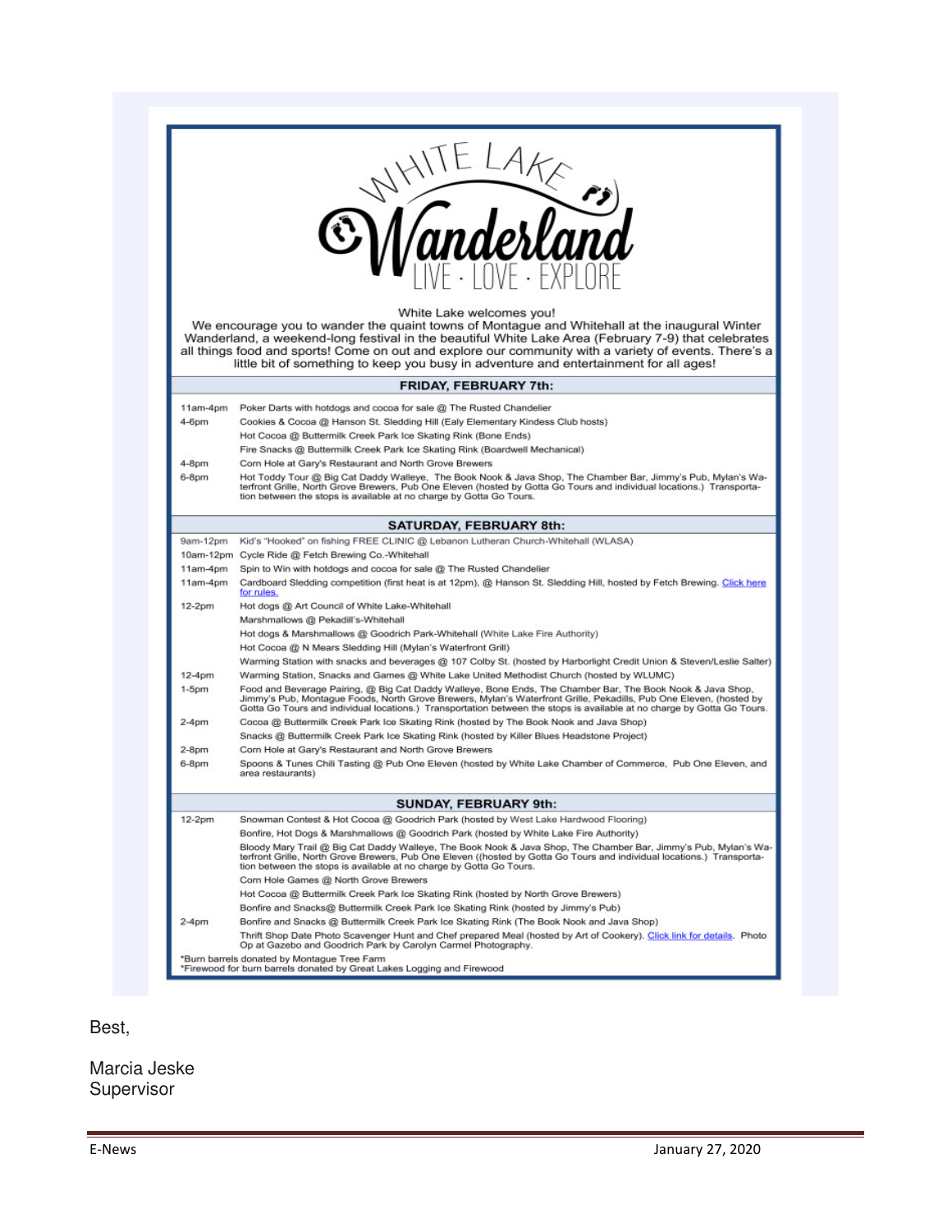# White Lake Wanderland

LIVE · LOVE · EXPLORE

White Lake welcomes you!

We encourage you to wander the quaint towns of Montague and Whitehall at the inaugural Winter Wanderland, a weekend-long festival in the beautiful White Lake Area (February 7-9) that celebrates all things food and sports! Come on out and explore our community with a variety of events. There's a little bit of something to keep you busy in adventure and entertainment for all ages!

## FRIDAY, FEBRUARY 7th:

| | |
|---|---|
| 11am-4pm | Poker Darts with hotdogs and cocoa for sale @ The Rusted Chandelier |
| 4-6pm | Cookies & Cocoa @ Hanson St. Sledding Hill (Ealy Elementary Kindess Club hosts) |
| | Hot Cocoa @ Buttermilk Creek Park Ice Skating Rink (Bone Ends) |
| | Fire Snacks @ Buttermilk Creek Park Ice Skating Rink (Boardwell Mechanical) |
| 4-8pm | Corn Hole at Gary's Restaurant and North Grove Brewers |
| 6-8pm | Hot Toddy Tour @ Big Cat Daddy Walleye, The Book Nook & Java Shop, The Chamber Bar, Jimmy's Pub, Mylan's Waterfront Grille, North Grove Brewers, Pub One Eleven (hosted by Gotta Go Tours and individual locations.) Transportation between the stops is available at no charge by Gotta Go Tours. |

## SATURDAY, FEBRUARY 8th:

| | |
|---|---|
| 9am-12pm | Kid's "Hooked" on fishing FREE CLINIC @ Lebanon Lutheran Church-Whitehall (WLASA) |
| 10am-12pm | Cycle Ride @ Fetch Brewing Co.-Whitehall |
| 11am-4pm | Spin to Win with hotdogs and cocoa for sale @ The Rusted Chandelier |
| 11am-4pm | Cardboard Sledding competition (first heat is at 12pm), @ Hanson St. Sledding Hill, hosted by Fetch Brewing. Click here for rules. |
| 12-2pm | Hot dogs @ Art Council of White Lake-Whitehall |
| | Marshmallows @ Pekadill's-Whitehall |
| | Hot dogs & Marshmallows @ Goodrich Park-Whitehall (White Lake Fire Authority) |
| | Hot Cocoa @ N Mears Sledding Hill (Mylan's Waterfront Grill) |
| | Warming Station with snacks and beverages @ 107 Colby St. (hosted by Harborlight Credit Union & Steven/Leslie Salter) |
| 12-4pm | Warming Station, Snacks and Games @ White Lake United Methodist Church (hosted by WLUMC) |
| 1-5pm | Food and Beverage Pairing, @ Big Cat Daddy Walleye, Bone Ends, The Chamber Bar, The Book Nook & Java Shop, Jimmy's Pub, Montague Foods, North Grove Brewers, Mylan's Waterfront Grille, Pekadills, Pub One Eleven, (hosted by Gotta Go Tours and individual locations.) Transportation between the stops is available at no charge by Gotta Go Tours. |
| 2-4pm | Cocoa @ Buttermilk Creek Park Ice Skating Rink (hosted by The Book Nook and Java Shop) |
| | Snacks @ Buttermilk Creek Park Ice Skating Rink (hosted by Killer Blues Headstone Project) |
| 2-8pm | Corn Hole at Gary's Restaurant and North Grove Brewers |
| 6-8pm | Spoons & Tunes Chili Tasting @ Pub One Eleven (hosted by White Lake Chamber of Commerce, Pub One Eleven, and area restaurants) |

## SUNDAY, FEBRUARY 9th:

| | |
|---|---|
| 12-2pm | Snowman Contest & Hot Cocoa @ Goodrich Park (hosted by West Lake Hardwood Flooring) |
| | Bonfire, Hot Dogs & Marshmallows @ Goodrich Park (hosted by White Lake Fire Authority) |
| | Bloody Mary Trail @ Big Cat Daddy Walleye, The Book Nook & Java Shop, The Chamber Bar, Jimmy's Pub, Mylan's Waterfront Grille, North Grove Brewers, Pub One Eleven ((hosted by Gotta Go Tours and individual locations.) Transportation between the stops is available at no charge by Gotta Go Tours. |
| | Corn Hole Games @ North Grove Brewers |
| | Hot Cocoa @ Buttermilk Creek Park Ice Skating Rink (hosted by North Grove Brewers) |
| | Bonfire and Snacks@ Buttermilk Creek Park Ice Skating Rink (hosted by Jimmy's Pub) |
| 2-4pm | Bonfire and Snacks @ Buttermilk Creek Park Ice Skating Rink (The Book Nook and Java Shop) |
| | Thrift Shop Date Photo Scavenger Hunt and Chef prepared Meal (hosted by Art of Cookery). Click link for details. Photo Op at Gazebo and Goodrich Park by Carolyn Carmel Photography. |

*Burn barrels donated by Montague Tree Farm
*Firewood for burn barrels donated by Great Lakes Logging and Firewood

Best,

Marcia Jeske
Supervisor